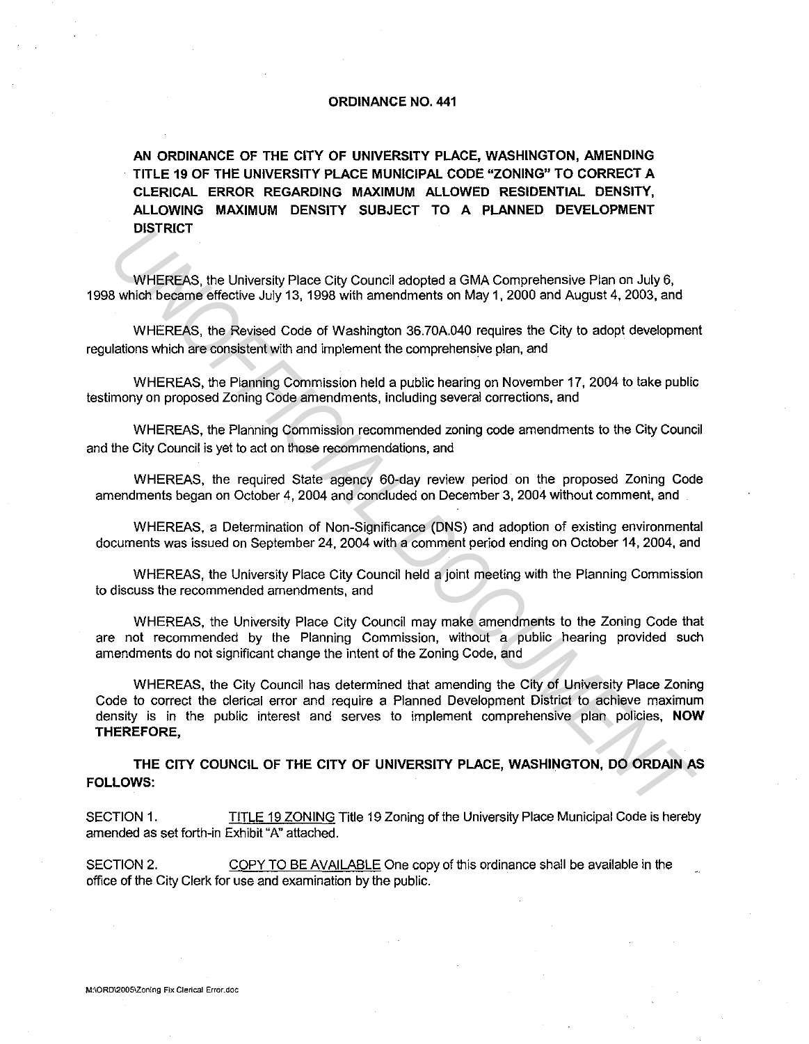# ORDINANCE NO. 441

**AN ORDINANCE OF THE CITY OF UNIVERSITY PLACE, WASHINGTON, AMENDING TITLE 19 OF THE UNIVERSITY PLACE MUNICIPAL CODE "ZONING" TO CORRECT A CLERICAL ERROR REGARDING MAXIMUM ALLOWED RESIDENTIAL DENSITY, ALLOWING MAXIMUM DENSITY SUBJECT TO A PLANNED DEVELOPMENT DISTRICT**

WHEREAS, the University Place City Council adopted a GMA Comprehensive Plan on July 6, 1998 which became effective July 13, 1998 with amendments on May 1, 2000 and August 4, 2003, and

WHEREAS, the Revised Code of Washington 36.70A.040 requires the City to adopt development regulations which are consistent with and implement the comprehensive plan, and

WHEREAS, the Planning Commission held a public hearing on November 17, 2004 to take public testimony on proposed Zoning Code amendments, including several corrections, and

WHEREAS, the Planning Commission recommended zoning code amendments to the City Council and the City Council is yet to act on those recommendations, and

WHEREAS, the required State agency 60-day review period on the proposed Zoning Code amendments began on October 4, 2004 and concluded on December 3, 2004 without comment, and

WHEREAS, a Determination of Non-Significance (DNS) and adoption of existing environmental documents was issued on September 24, 2004 with a comment period ending on October 14, 2004, and

WHEREAS, the University Place City Council held a joint meeting with the Planning Commission to discuss the recommended amendments, and

WHEREAS, the University Place City Council may make amendments to the Zoning Code that are not recommended by the Planning Commission, without a public hearing provided such amendments do not significant change the intent of the Zoning Code, and

WHEREAS, the City Council has determined that amending the City of University Place Zoning Code to correct the clerical error and require a Planned Development District to achieve maximum density is in the public interest and serves to implement comprehensive plan policies, **NOW THEREFORE,**

**THE CITY COUNCIL OF THE CITY OF UNIVERSITY PLACE, WASHINGTON, DO ORDAIN AS FOLLOWS:**

SECTION 1. TITLE 19 ZONING Title 19 Zoning of the University Place Municipal Code is hereby amended as set forth-in Exhibit "A" attached.

SECTION 2. COPY TO BE AVAILABLE One copy of this ordinance shall be available in the office of the City Clerk for use and examination by the public.

M:\ORD\2005\Zoning Fix Clerical Error.doc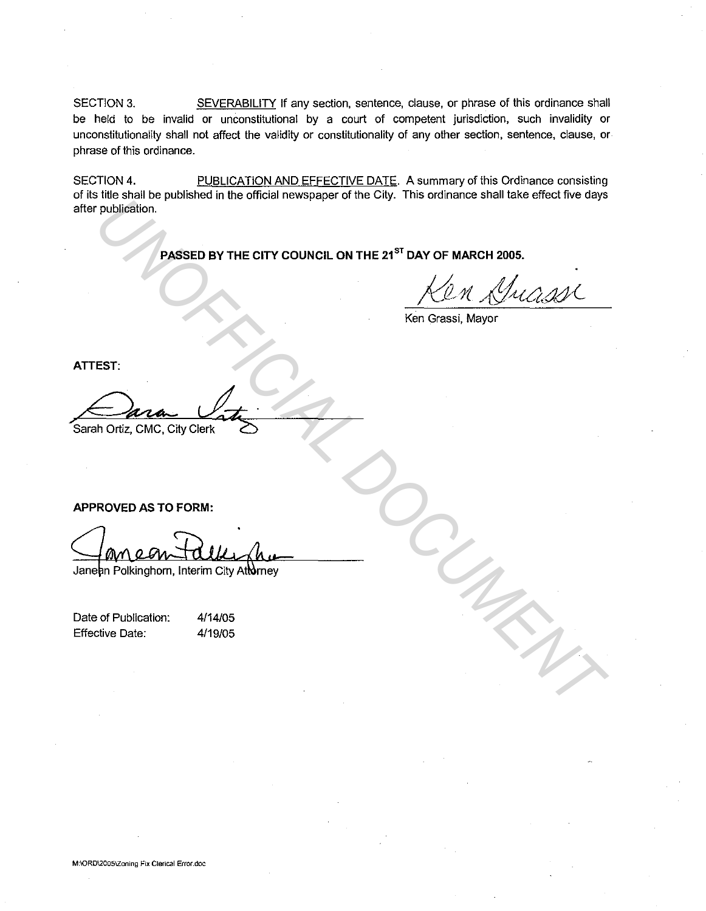SECTION 3. <u>SEVERABILITY</u> If any section, sentence, clause, or phrase of this ordinance shall be held to be invalid or unconstitutional by a court of competent jurisdiction, such invalidity or unconstitutionality shall not affect the validity or constitutionality of any other section, sentence, clause, or phrase of this ordinance.

SECTION 4. <u>PUBLICATION AND EFFECTIVE DATE</u>. A summary of this Ordinance consisting of its title shall be published in the official newspaper of the City. This ordinance shall take effect five days after publication.

**PASSED BY THE CITY COUNCIL ON THE 21ST DAY OF MARCH 2005.**

Ken Grassi

Ken Grassi, Mayor

**ATTEST:**

Sarah Ortiz

Sarah Ortiz, CMC, City Clerk

**APPROVED AS TO FORM:**

Janean Polkinghorn

Janean Polkinghorn, Interim City Attorney

| Date of Publication: | 4/14/05 |
| --- | --- |
| Effective Date: | 4/19/05 |

M:\ORD\2005\Zoning Fix Clerical Error.doc

UNOFFICIAL DOCUMENT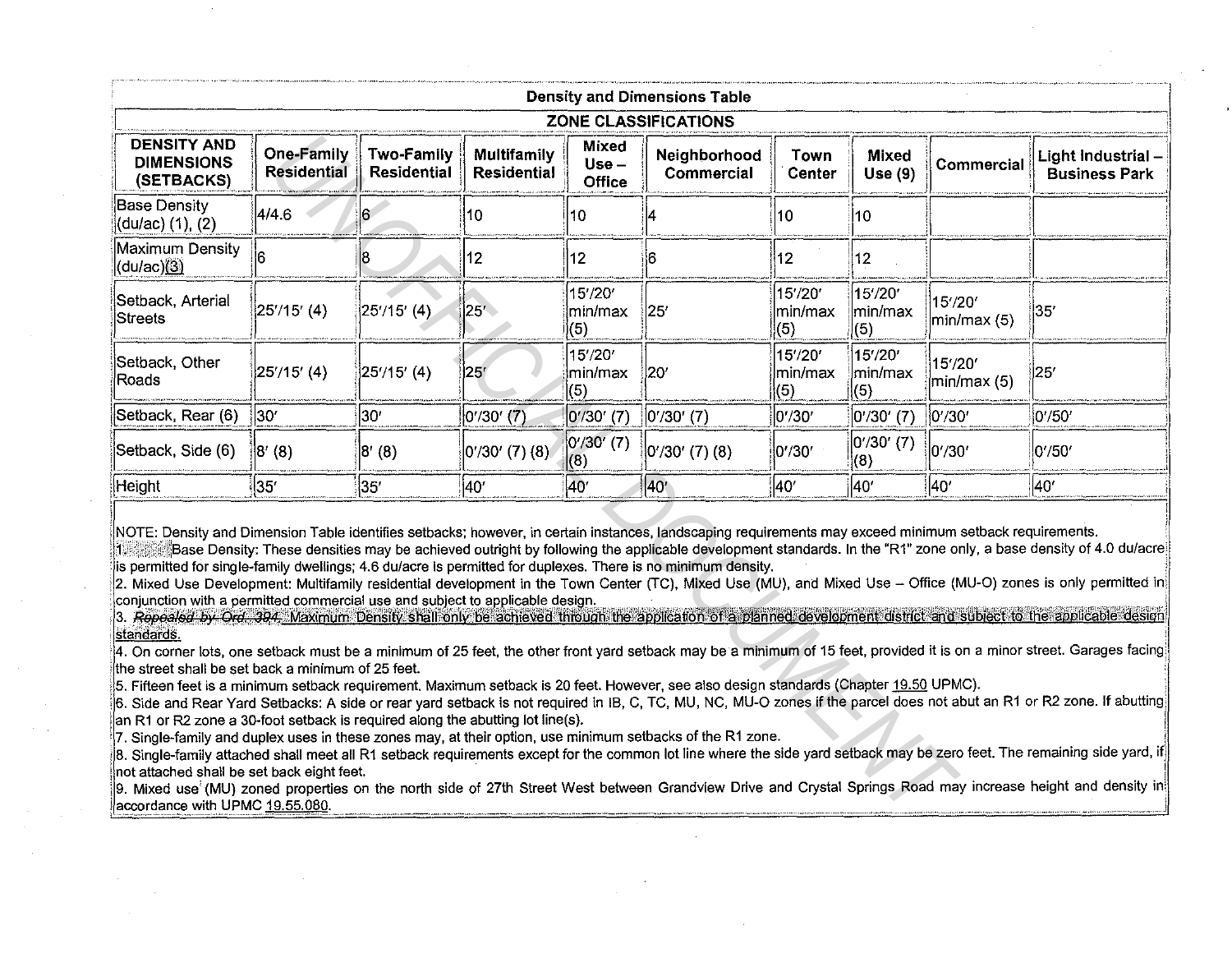| Density and Dimensions Table | | | | | | | | | |
|---|---|---|---|---|---|---|---|---|---|
| | ZONE CLASSIFICATIONS | | | | | | | | |
| **DENSITY AND DIMENSIONS (SETBACKS)** | **One-Family Residential** | **Two-Family Residential** | **Multifamily Residential** | **Mixed Use – Office** | **Neighborhood Commercial** | **Town Center** | **Mixed Use (9)** | **Commercial** | **Light Industrial – Business Park** |
| Base Density (du/ac) (1), (2) | 4/4.6 | 6 | 10 | 10 | 4 | 10 | 10 | | |
| Maximum Density (du/ac)(3) | 6 | 8 | 12 | 12 | 6 | 12 | 12 | | |
| Setback, Arterial Streets | 25′/15′ (4) | 25′/15′ (4) | 25′ | 15′/20′ min/max (5) | 25′ | 15′/20′ min/max (5) | 15′/20′ min/max (5) | 15′/20′ min/max (5) | 35′ |
| Setback, Other Roads | 25′/15′ (4) | 25′/15′ (4) | 25′ | 15′/20′ min/max (5) | 20′ | 15′/20′ min/max (5) | 15′/20′ min/max (5) | 15′/20′ min/max (5) | 25′ |
| Setback, Rear (6) | 30′ | 30′ | 0′/30′ (7) | 0′/30′ (7) | 0′/30′ (7) | 0′/30′ | 0′/30′ (7) | 0′/30′ | 0′/50′ |
| Setback, Side (6) | 8′ (8) | 8′ (8) | 0′/30′ (7) (8) | 0′/30′ (7) (8) | 0′/30′ (7) (8) | 0′/30′ | 0′/30′ (7) (8) | 0′/30′ | 0′/50′ |
| Height | 35′ | 35′ | 40′ | 40′ | 40′ | 40′ | 40′ | 40′ | 40′ |

NOTE: Density and Dimension Table identifies setbacks; however, in certain instances, landscaping requirements may exceed minimum setback requirements.

1. Base Density: These densities may be achieved outright by following the applicable development standards. In the "R1" zone only, a base density of 4.0 du/acre is permitted for single-family dwellings; 4.6 du/acre is permitted for duplexes. There is no minimum density.

2. Mixed Use Development: Multifamily residential development in the Town Center (TC), Mixed Use (MU), and Mixed Use – Office (MU-O) zones is only permitted in conjunction with a permitted commercial use and subject to applicable design.

3. *Repealed by Ord. 394.* Maximum Density shall only be achieved through the application of a planned development district and subject to the applicable design standards.

4. On corner lots, one setback must be a minimum of 25 feet, the other front yard setback may be a minimum of 15 feet, provided it is on a minor street. Garages facing the street shall be set back a minimum of 25 feet.

5. Fifteen feet is a minimum setback requirement. Maximum setback is 20 feet. However, see also design standards (Chapter 19.50 UPMC).

6. Side and Rear Yard Setbacks: A side or rear yard setback is not required in IB, C, TC, MU, NC, MU-O zones if the parcel does not abut an R1 or R2 zone. If abutting an R1 or R2 zone a 30-foot setback is required along the abutting lot line(s).

7. Single-family and duplex uses in these zones may, at their option, use minimum setbacks of the R1 zone.

8. Single-family attached shall meet all R1 setback requirements except for the common lot line where the side yard setback may be zero feet. The remaining side yard, if not attached shall be set back eight feet.

9. Mixed use (MU) zoned properties on the north side of 27th Street West between Grandview Drive and Crystal Springs Road may increase height and density in accordance with UPMC 19.55.080.